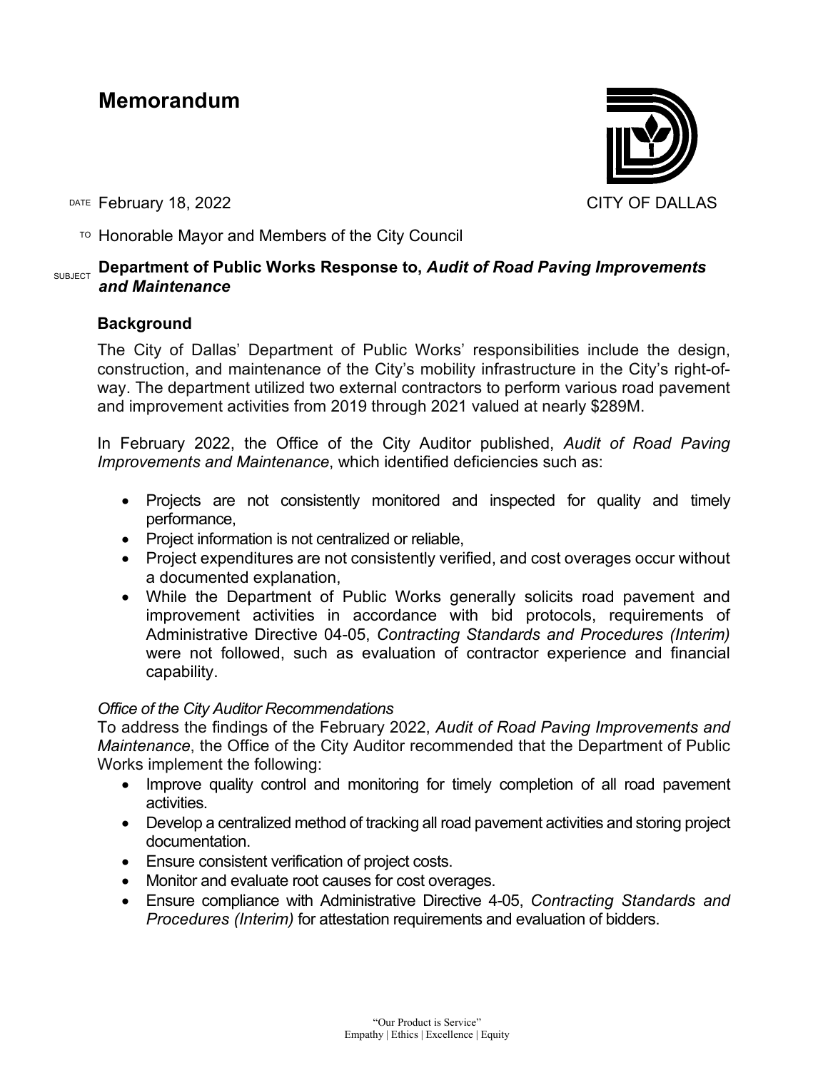# Memorandum

CITY OF DALLAS

DATE February 18, 2022

TO Honorable Mayor and Members of the City Council

SUBJECT **Department of Public Works Response to, *Audit of Road Paving Improvements and Maintenance***

## Background

The City of Dallas' Department of Public Works' responsibilities include the design, construction, and maintenance of the City's mobility infrastructure in the City's right-of-way. The department utilized two external contractors to perform various road pavement and improvement activities from 2019 through 2021 valued at nearly $289M.

In February 2022, the Office of the City Auditor published, *Audit of Road Paving Improvements and Maintenance*, which identified deficiencies such as:

- Projects are not consistently monitored and inspected for quality and timely performance,
- Project information is not centralized or reliable,
- Project expenditures are not consistently verified, and cost overages occur without a documented explanation,
- While the Department of Public Works generally solicits road pavement and improvement activities in accordance with bid protocols, requirements of Administrative Directive 04-05, *Contracting Standards and Procedures (Interim)* were not followed, such as evaluation of contractor experience and financial capability.

*Office of the City Auditor Recommendations*

To address the findings of the February 2022, *Audit of Road Paving Improvements and Maintenance*, the Office of the City Auditor recommended that the Department of Public Works implement the following:

- Improve quality control and monitoring for timely completion of all road pavement activities.
- Develop a centralized method of tracking all road pavement activities and storing project documentation.
- Ensure consistent verification of project costs.
- Monitor and evaluate root causes for cost overages.
- Ensure compliance with Administrative Directive 4-05, *Contracting Standards and Procedures (Interim)* for attestation requirements and evaluation of bidders.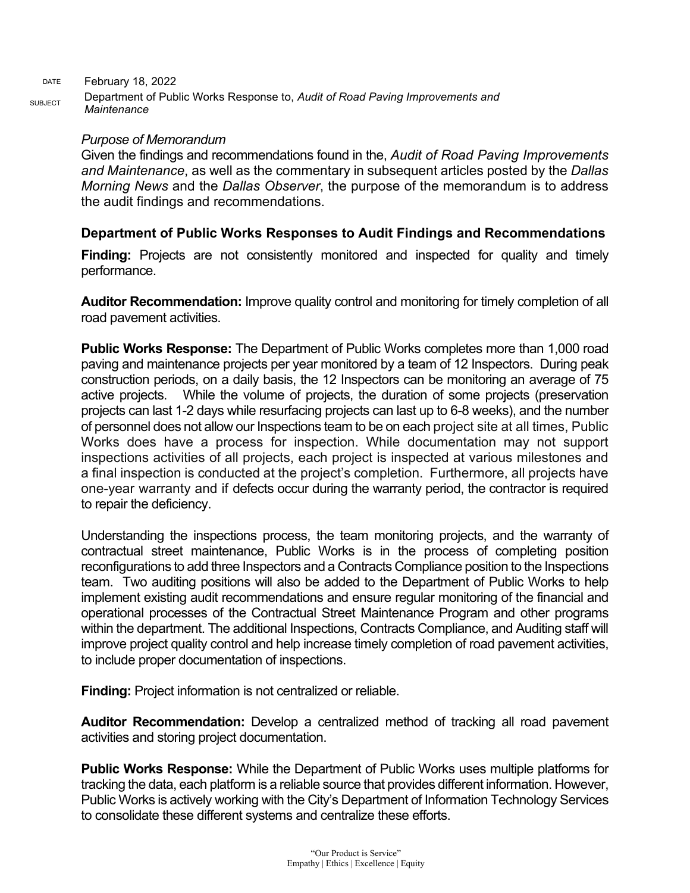DATE February 18, 2022

SUBJECT Department of Public Works Response to, *Audit of Road Paving Improvements and Maintenance*

*Purpose of Memorandum*

Given the findings and recommendations found in the, *Audit of Road Paving Improvements and Maintenance*, as well as the commentary in subsequent articles posted by the *Dallas Morning News* and the *Dallas Observer*, the purpose of the memorandum is to address the audit findings and recommendations.

**Department of Public Works Responses to Audit Findings and Recommendations**

**Finding:** Projects are not consistently monitored and inspected for quality and timely performance.

**Auditor Recommendation:** Improve quality control and monitoring for timely completion of all road pavement activities.

**Public Works Response:** The Department of Public Works completes more than 1,000 road paving and maintenance projects per year monitored by a team of 12 Inspectors. During peak construction periods, on a daily basis, the 12 Inspectors can be monitoring an average of 75 active projects. While the volume of projects, the duration of some projects (preservation projects can last 1-2 days while resurfacing projects can last up to 6-8 weeks), and the number of personnel does not allow our Inspections team to be on each project site at all times, Public Works does have a process for inspection. While documentation may not support inspections activities of all projects, each project is inspected at various milestones and a final inspection is conducted at the project's completion. Furthermore, all projects have one-year warranty and if defects occur during the warranty period, the contractor is required to repair the deficiency.

Understanding the inspections process, the team monitoring projects, and the warranty of contractual street maintenance, Public Works is in the process of completing position reconfigurations to add three Inspectors and a Contracts Compliance position to the Inspections team. Two auditing positions will also be added to the Department of Public Works to help implement existing audit recommendations and ensure regular monitoring of the financial and operational processes of the Contractual Street Maintenance Program and other programs within the department. The additional Inspections, Contracts Compliance, and Auditing staff will improve project quality control and help increase timely completion of road pavement activities, to include proper documentation of inspections.

**Finding:** Project information is not centralized or reliable.

**Auditor Recommendation:** Develop a centralized method of tracking all road pavement activities and storing project documentation.

**Public Works Response:** While the Department of Public Works uses multiple platforms for tracking the data, each platform is a reliable source that provides different information. However, Public Works is actively working with the City's Department of Information Technology Services to consolidate these different systems and centralize these efforts.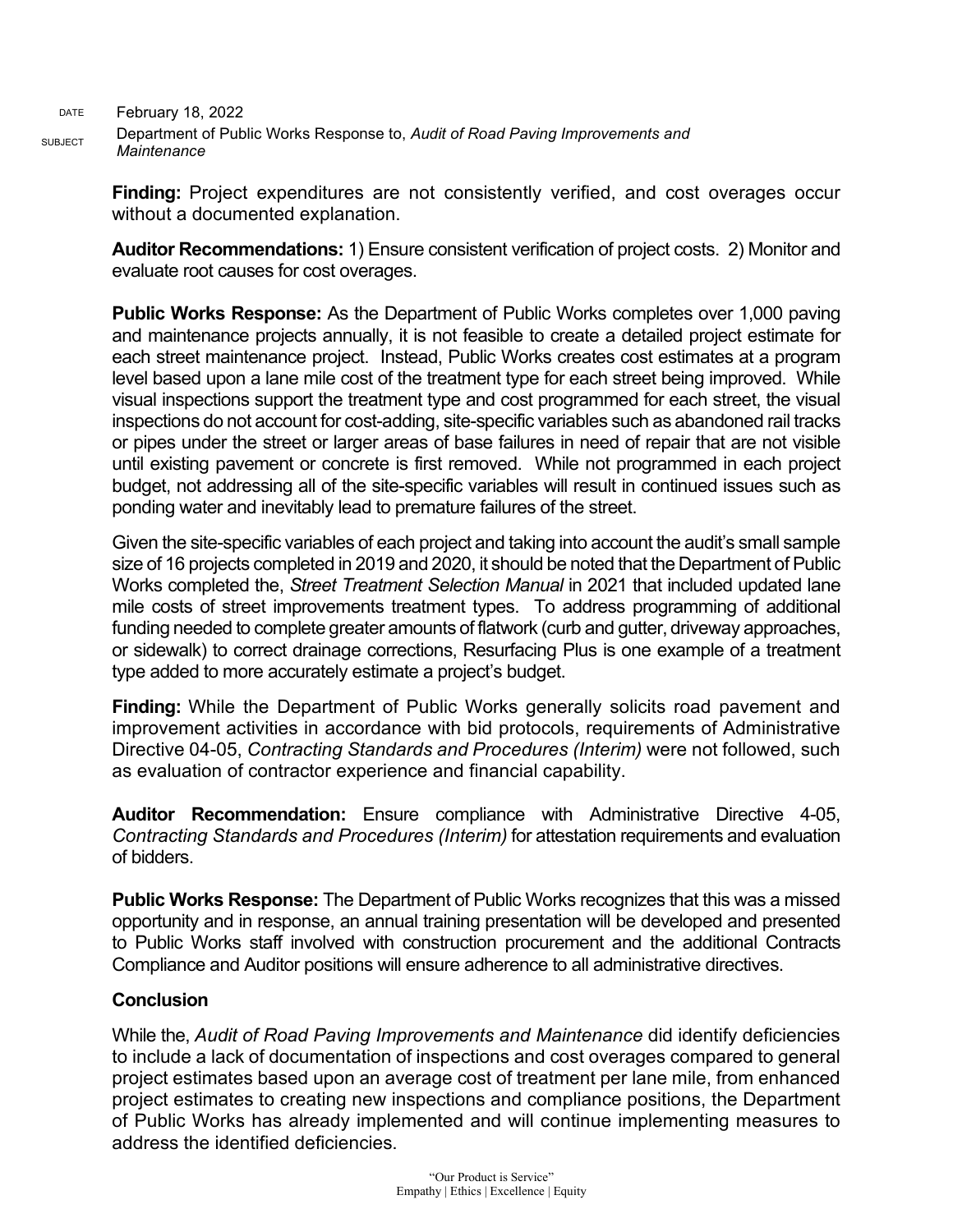DATE February 18, 2022

SUBJECT Department of Public Works Response to, *Audit of Road Paving Improvements and Maintenance*

**Finding:** Project expenditures are not consistently verified, and cost overages occur without a documented explanation.

**Auditor Recommendations:** 1) Ensure consistent verification of project costs. 2) Monitor and evaluate root causes for cost overages.

**Public Works Response:** As the Department of Public Works completes over 1,000 paving and maintenance projects annually, it is not feasible to create a detailed project estimate for each street maintenance project. Instead, Public Works creates cost estimates at a program level based upon a lane mile cost of the treatment type for each street being improved. While visual inspections support the treatment type and cost programmed for each street, the visual inspections do not account for cost-adding, site-specific variables such as abandoned rail tracks or pipes under the street or larger areas of base failures in need of repair that are not visible until existing pavement or concrete is first removed. While not programmed in each project budget, not addressing all of the site-specific variables will result in continued issues such as ponding water and inevitably lead to premature failures of the street.

Given the site-specific variables of each project and taking into account the audit's small sample size of 16 projects completed in 2019 and 2020, it should be noted that the Department of Public Works completed the, *Street Treatment Selection Manual* in 2021 that included updated lane mile costs of street improvements treatment types. To address programming of additional funding needed to complete greater amounts of flatwork (curb and gutter, driveway approaches, or sidewalk) to correct drainage corrections, Resurfacing Plus is one example of a treatment type added to more accurately estimate a project's budget.

**Finding:** While the Department of Public Works generally solicits road pavement and improvement activities in accordance with bid protocols, requirements of Administrative Directive 04-05, *Contracting Standards and Procedures (Interim)* were not followed, such as evaluation of contractor experience and financial capability.

**Auditor Recommendation:** Ensure compliance with Administrative Directive 4-05, *Contracting Standards and Procedures (Interim)* for attestation requirements and evaluation of bidders.

**Public Works Response:** The Department of Public Works recognizes that this was a missed opportunity and in response, an annual training presentation will be developed and presented to Public Works staff involved with construction procurement and the additional Contracts Compliance and Auditor positions will ensure adherence to all administrative directives.

## Conclusion

While the, *Audit of Road Paving Improvements and Maintenance* did identify deficiencies to include a lack of documentation of inspections and cost overages compared to general project estimates based upon an average cost of treatment per lane mile, from enhanced project estimates to creating new inspections and compliance positions, the Department of Public Works has already implemented and will continue implementing measures to address the identified deficiencies.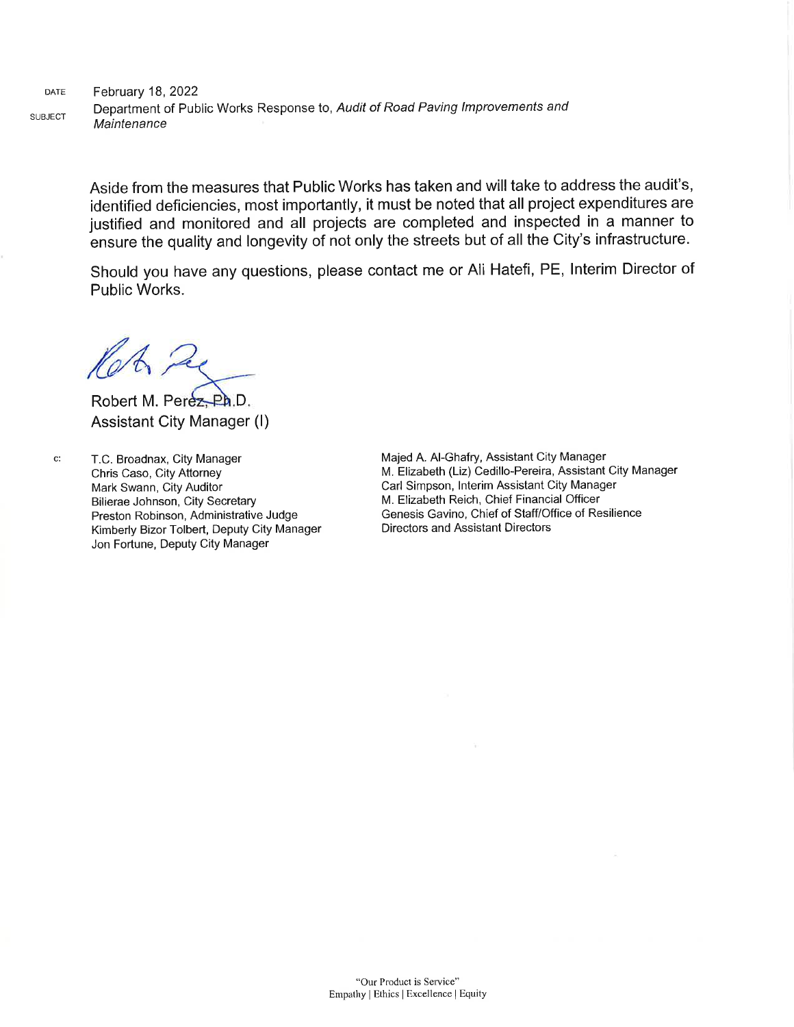DATE February 18, 2022

SUBJECT Department of Public Works Response to, *Audit of Road Paving Improvements and Maintenance*

Aside from the measures that Public Works has taken and will take to address the audit's, identified deficiencies, most importantly, it must be noted that all project expenditures are justified and monitored and all projects are completed and inspected in a manner to ensure the quality and longevity of not only the streets but of all the City's infrastructure.

Should you have any questions, please contact me or Ali Hatefi, PE, Interim Director of Public Works.

Robert M. Perez, Ph.D.
Assistant City Manager (I)

c:
T.C. Broadnax, City Manager
Chris Caso, City Attorney
Mark Swann, City Auditor
Bilierae Johnson, City Secretary
Preston Robinson, Administrative Judge
Kimberly Bizor Tolbert, Deputy City Manager
Jon Fortune, Deputy City Manager
Majed A. Al-Ghafry, Assistant City Manager
M. Elizabeth (Liz) Cedillo-Pereira, Assistant City Manager
Carl Simpson, Interim Assistant City Manager
M. Elizabeth Reich, Chief Financial Officer
Genesis Gavino, Chief of Staff/Office of Resilience
Directors and Assistant Directors

"Our Product is Service"
Empathy | Ethics | Excellence | Equity